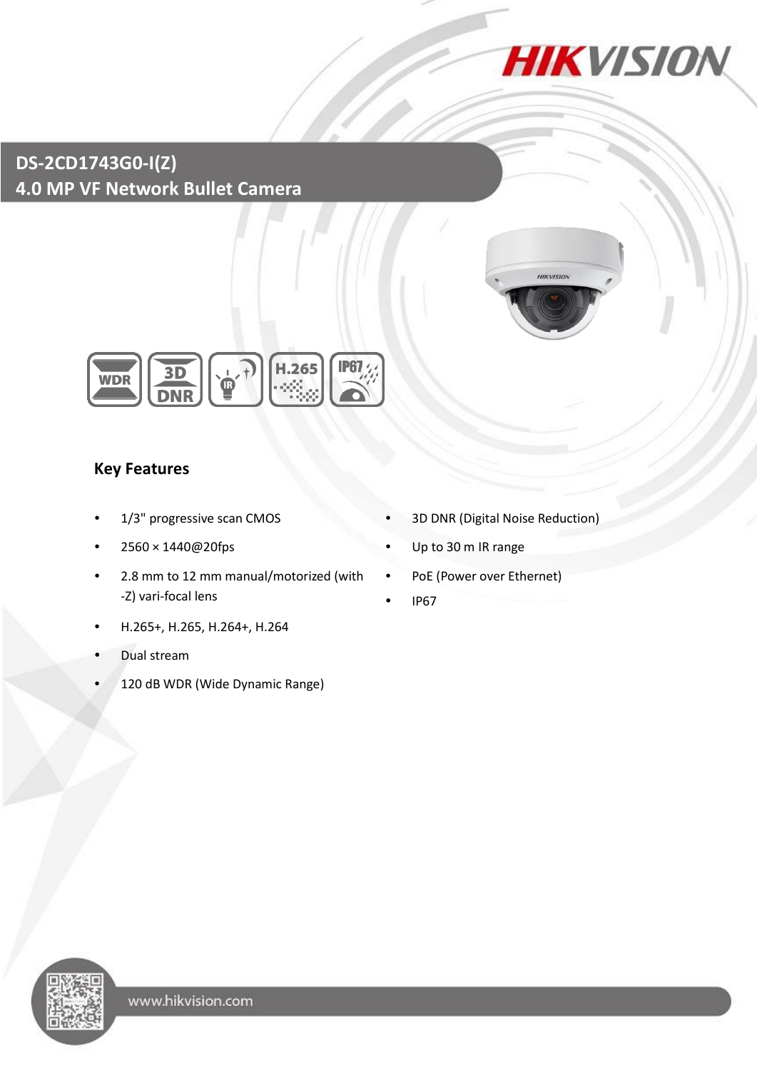# DS-2CD1743G0-I(Z)
# 4.0 MP VF Network Bullet Camera

## Key Features

- 1/3" progressive scan CMOS
- 2560 × 1440@20fps
- 2.8 mm to 12 mm manual/motorized (with -Z) vari-focal lens
- H.265+, H.265, H.264+, H.264
- Dual stream
- 120 dB WDR (Wide Dynamic Range)
- 3D DNR (Digital Noise Reduction)
- Up to 30 m IR range
- PoE (Power over Ethernet)
- IP67

www.hikvision.com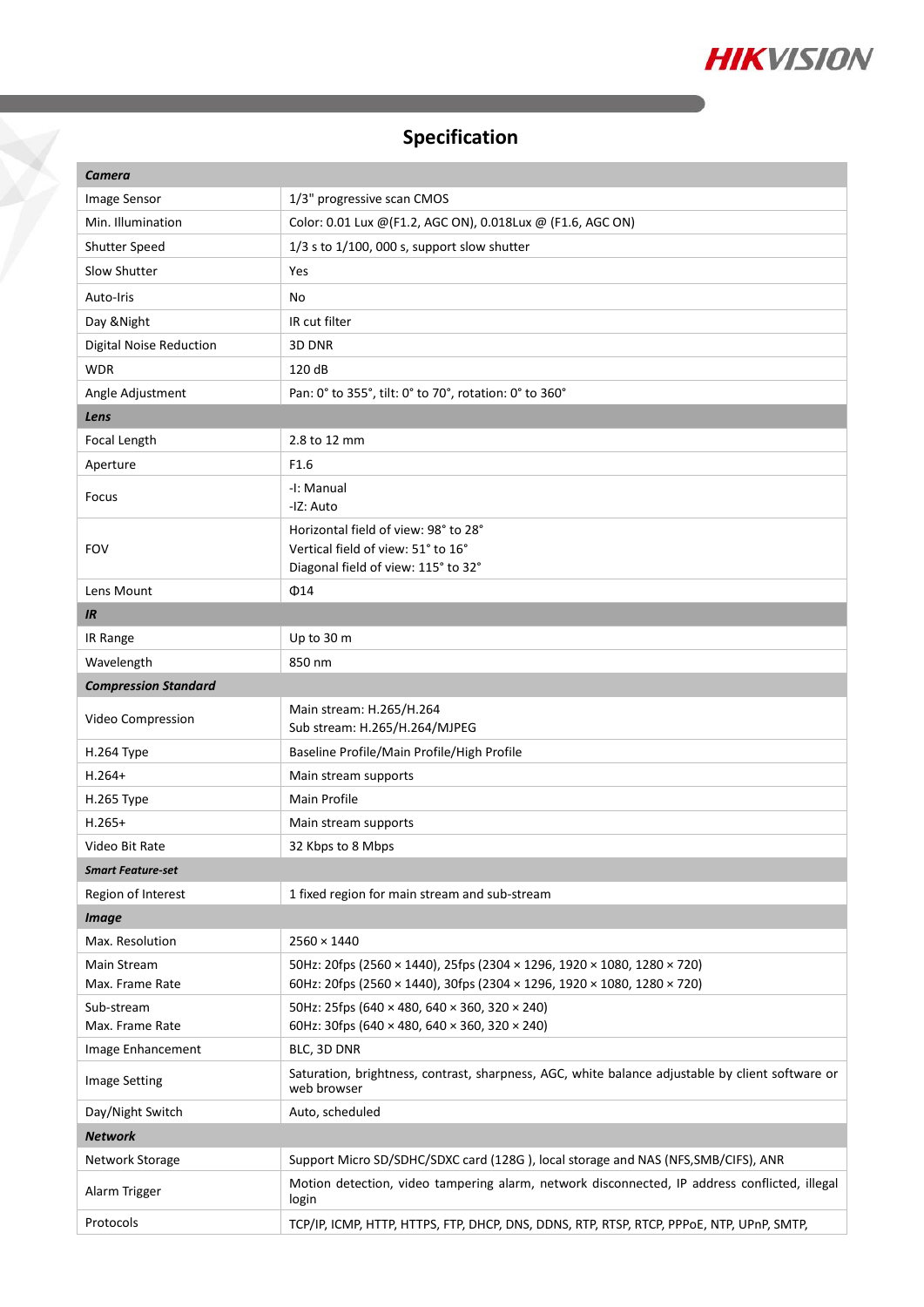# Specification

| | |
|---|---|
| ***Camera*** | |
| Image Sensor | 1/3" progressive scan CMOS |
| Min. Illumination | Color: 0.01 Lux @(F1.2, AGC ON), 0.018Lux @ (F1.6, AGC ON) |
| Shutter Speed | 1/3 s to 1/100, 000 s, support slow shutter |
| Slow Shutter | Yes |
| Auto-Iris | No |
| Day &Night | IR cut filter |
| Digital Noise Reduction | 3D DNR |
| WDR | 120 dB |
| Angle Adjustment | Pan: 0° to 355°, tilt: 0° to 70°, rotation: 0° to 360° |
| ***Lens*** | |
| Focal Length | 2.8 to 12 mm |
| Aperture | F1.6 |
| Focus | -I: Manual<br>-IZ: Auto |
| FOV | Horizontal field of view: 98° to 28°<br>Vertical field of view: 51° to 16°<br>Diagonal field of view: 115° to 32° |
| Lens Mount | Φ14 |
| ***IR*** | |
| IR Range | Up to 30 m |
| Wavelength | 850 nm |
| ***Compression Standard*** | |
| Video Compression | Main stream: H.265/H.264<br>Sub stream: H.265/H.264/MJPEG |
| H.264 Type | Baseline Profile/Main Profile/High Profile |
| H.264+ | Main stream supports |
| H.265 Type | Main Profile |
| H.265+ | Main stream supports |
| Video Bit Rate | 32 Kbps to 8 Mbps |
| ***Smart Feature-set*** | |
| Region of Interest | 1 fixed region for main stream and sub-stream |
| ***Image*** | |
| Max. Resolution | 2560 × 1440 |
| Main Stream<br>Max. Frame Rate | 50Hz: 20fps (2560 × 1440), 25fps (2304 × 1296, 1920 × 1080, 1280 × 720)<br>60Hz: 20fps (2560 × 1440), 30fps (2304 × 1296, 1920 × 1080, 1280 × 720) |
| Sub-stream<br>Max. Frame Rate | 50Hz: 25fps (640 × 480, 640 × 360, 320 × 240)<br>60Hz: 30fps (640 × 480, 640 × 360, 320 × 240) |
| Image Enhancement | BLC, 3D DNR |
| Image Setting | Saturation, brightness, contrast, sharpness, AGC, white balance adjustable by client software or web browser |
| Day/Night Switch | Auto, scheduled |
| ***Network*** | |
| Network Storage | Support Micro SD/SDHC/SDXC card (128G ), local storage and NAS (NFS,SMB/CIFS), ANR |
| Alarm Trigger | Motion detection, video tampering alarm, network disconnected, IP address conflicted, illegal login |
| Protocols | TCP/IP, ICMP, HTTP, HTTPS, FTP, DHCP, DNS, DDNS, RTP, RTSP, RTCP, PPPoE, NTP, UPnP, SMTP, |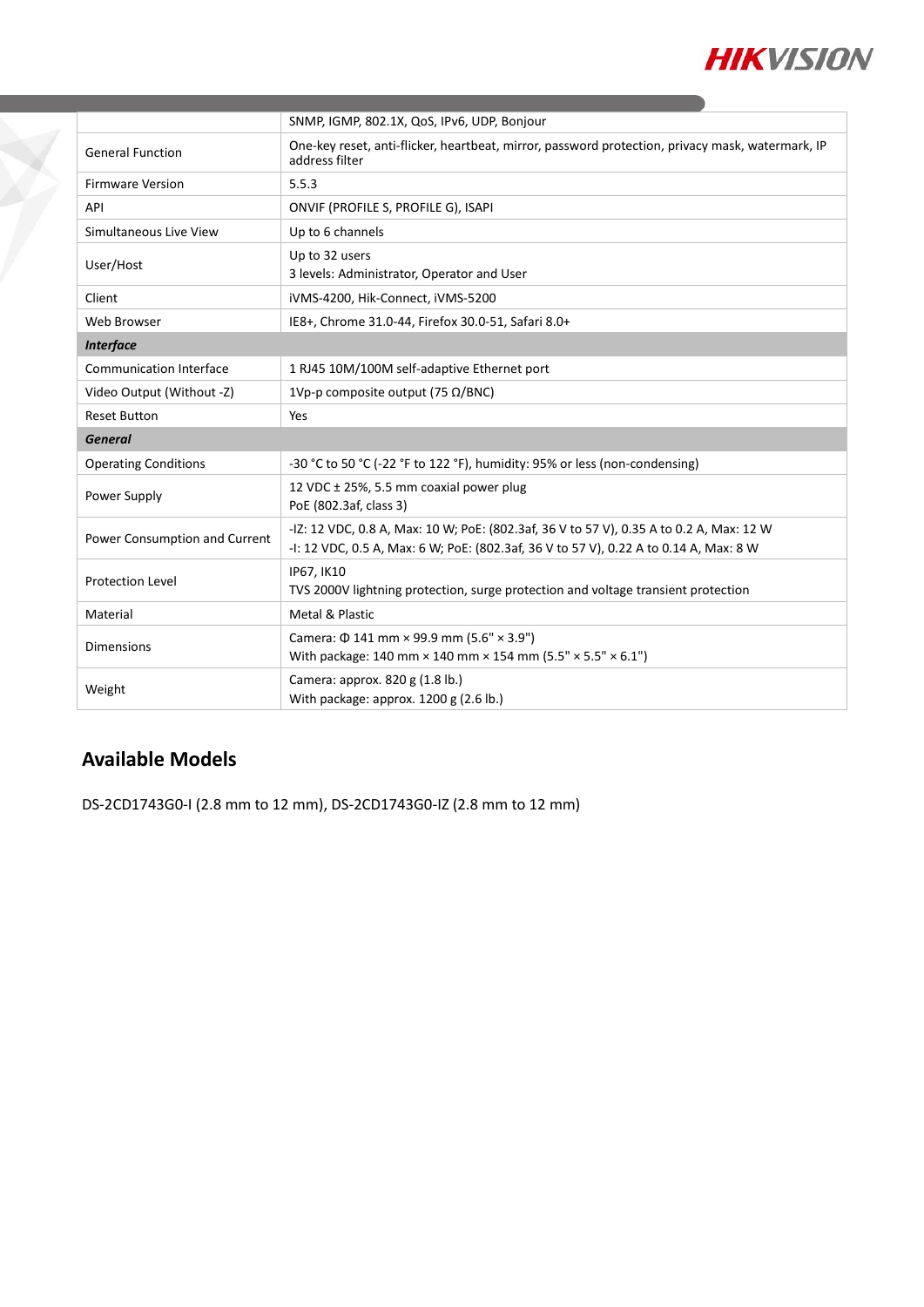| | |
|---|---|
| | SNMP, IGMP, 802.1X, QoS, IPv6, UDP, Bonjour |
| General Function | One-key reset, anti-flicker, heartbeat, mirror, password protection, privacy mask, watermark, IP address filter |
| Firmware Version | 5.5.3 |
| API | ONVIF (PROFILE S, PROFILE G), ISAPI |
| Simultaneous Live View | Up to 6 channels |
| User/Host | Up to 32 users<br>3 levels: Administrator, Operator and User |
| Client | iVMS-4200, Hik-Connect, iVMS-5200 |
| Web Browser | IE8+, Chrome 31.0-44, Firefox 30.0-51, Safari 8.0+ |
| ***Interface*** | |
| Communication Interface | 1 RJ45 10M/100M self-adaptive Ethernet port |
| Video Output (Without -Z) | 1Vp-p composite output (75 Ω/BNC) |
| Reset Button | Yes |
| ***General*** | |
| Operating Conditions | -30 °C to 50 °C (-22 °F to 122 °F), humidity: 95% or less (non-condensing) |
| Power Supply | 12 VDC ± 25%, 5.5 mm coaxial power plug<br>PoE (802.3af, class 3) |
| Power Consumption and Current | -IZ: 12 VDC, 0.8 A, Max: 10 W; PoE: (802.3af, 36 V to 57 V), 0.35 A to 0.2 A, Max: 12 W<br>-I: 12 VDC, 0.5 A, Max: 6 W; PoE: (802.3af, 36 V to 57 V), 0.22 A to 0.14 A, Max: 8 W |
| Protection Level | IP67, IK10<br>TVS 2000V lightning protection, surge protection and voltage transient protection |
| Material | Metal & Plastic |
| Dimensions | Camera: Φ 141 mm × 99.9 mm (5.6" × 3.9")<br>With package: 140 mm × 140 mm × 154 mm (5.5" × 5.5" × 6.1") |
| Weight | Camera: approx. 820 g (1.8 lb.)<br>With package: approx. 1200 g (2.6 lb.) |

## Available Models

DS-2CD1743G0-I (2.8 mm to 12 mm), DS-2CD1743G0-IZ (2.8 mm to 12 mm)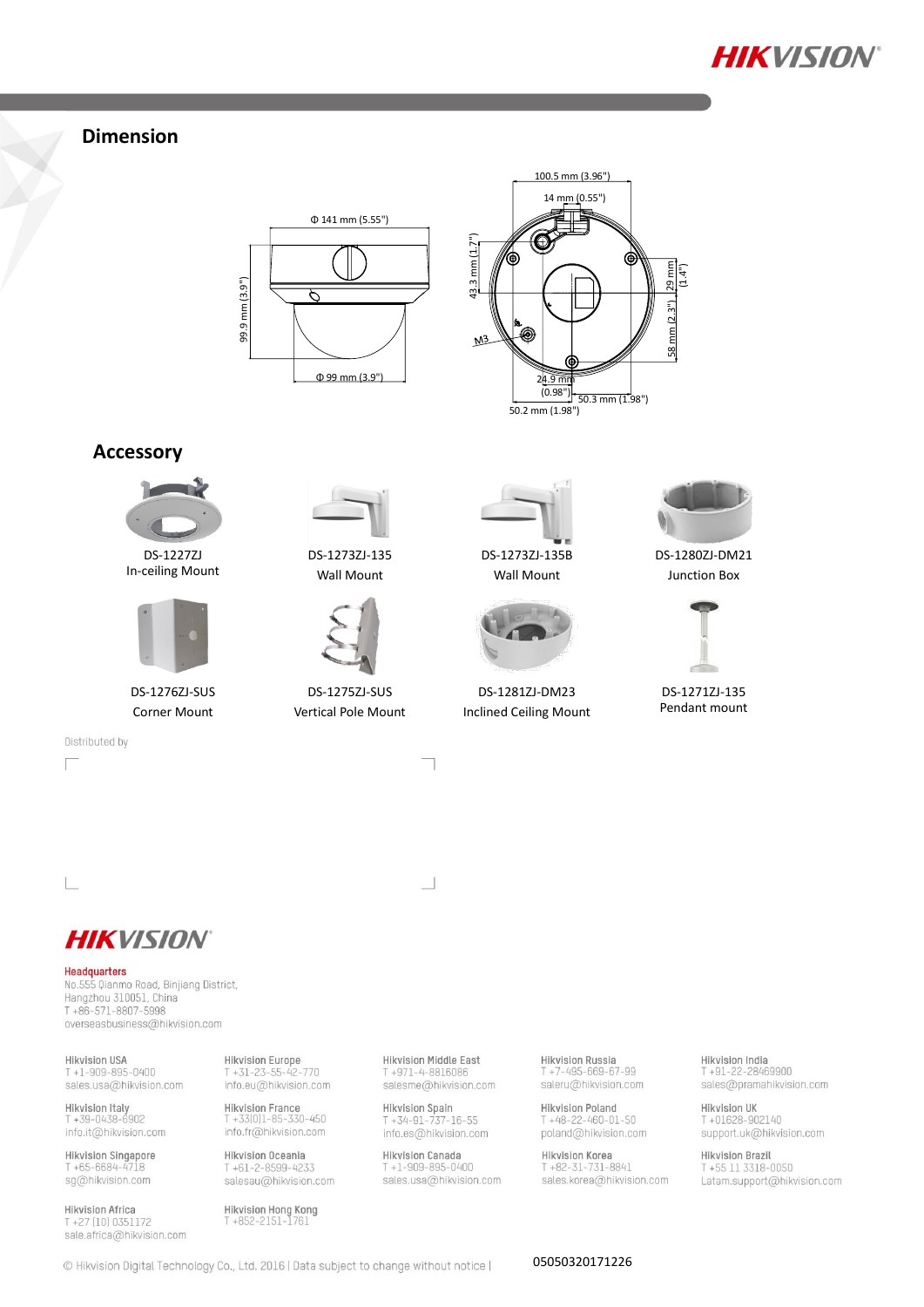## Dimension

Φ 141 mm (5.55")

99.9 mm (3.9")

Φ 99 mm (3.9")

100.5 mm (3.96")

14 mm (0.55")

43.3 mm (1.7")

29 mm (1.4")

58 mm (2.3")

M3

24.9 mm (0.98")

50.3 mm (1.98")

50.2 mm (1.98")

## Accessory

| | | | |
|---|---|---|---|
| DS-1227ZJ<br>In-ceiling Mount | DS-1273ZJ-135<br>Wall Mount | DS-1273ZJ-135B<br>Wall Mount | DS-1280ZJ-DM21<br>Junction Box |
| DS-1276ZJ-SUS<br>Corner Mount | DS-1275ZJ-SUS<br>Vertical Pole Mount | DS-1281ZJ-DM23<br>Inclined Ceiling Mount | DS-1271ZJ-135<br>Pendant mount |

Distributed by

**HIKVISION**

**Headquarters**
No.555 Qianmo Road, Binjiang District,
Hangzhou 310051, China
T +86-571-8807-5998
overseasbusiness@hikvision.com

**Hikvision USA**
T +1-909-895-0400
sales.usa@hikvision.com

**Hikvision Italy**
T +39-0438-6902
info.it@hikvision.com

**Hikvision Singapore**
T +65-6684-4718
sg@hikvision.com

**Hikvision Africa**
T +27 (10) 0351172
sale.africa@hikvision.com

**Hikvision Europe**
T +31-23-55-42-770
info.eu@hikvision.com

**Hikvision France**
T +33(0)1-85-330-450
info.fr@hikvision.com

**Hikvision Oceania**
T +61-2-8599-4233
salesau@hikvision.com

**Hikvision Hong Kong**
T +852-2151-1761

**Hikvision Middle East**
T +971-4-8816086
salesme@hikvision.com

**Hikvision Spain**
T +34-91-737-16-55
info.es@hikvision.com

**Hikvision Canada**
T +1-909-895-0400
sales.usa@hikvision.com

**Hikvision Russia**
T +7-495-669-67-99
saleru@hikvision.com

**Hikvision Poland**
T +48-22-460-01-50
poland@hikvision.com

**Hikvision Korea**
T +82-31-731-8841
sales.korea@hikvision.com

**Hikvision India**
T +91-22-28469900
sales@pramahikvision.com

**Hikvision UK**
T +01628-902140
support.uk@hikvision.com

**Hikvision Brazil**
T +55 11 3318-0050
Latam.support@hikvision.com

© Hikvision Digital Technology Co., Ltd. 2016 | Data subject to change without notice | 05050320171226